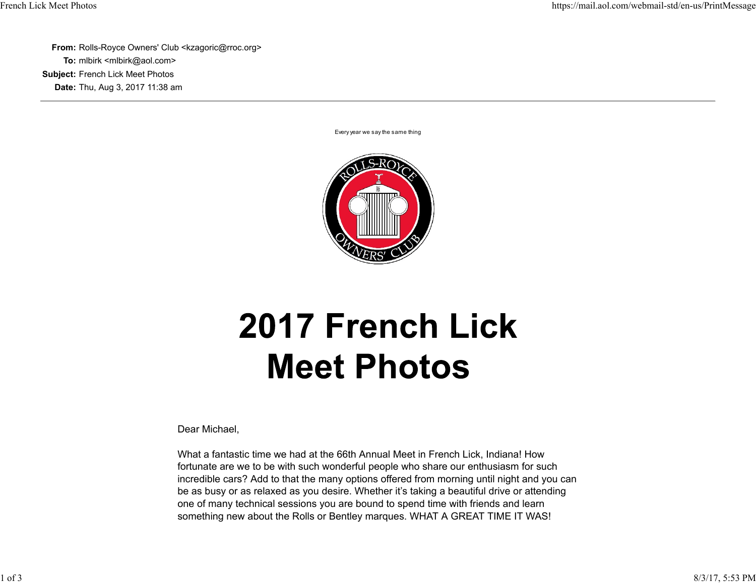**From:** Rolls-Royce Owners' Club <kzagoric@rroc.org>
**To:** mlbirk <mlbirk@aol.com>
**Subject:** French Lick Meet Photos
**Date:** Thu, Aug 3, 2017 11:38 am

---

Every year we say the same thing

ROLLS-ROYCE OWNERS' CLUB

# 2017 French Lick Meet Photos

Dear Michael,

What a fantastic time we had at the 66th Annual Meet in French Lick, Indiana! How fortunate are we to be with such wonderful people who share our enthusiasm for such incredible cars? Add to that the many options offered from morning until night and you can be as busy or as relaxed as you desire. Whether it's taking a beautiful drive or attending one of many technical sessions you are bound to spend time with friends and learn something new about the Rolls or Bentley marques. WHAT A GREAT TIME IT WAS!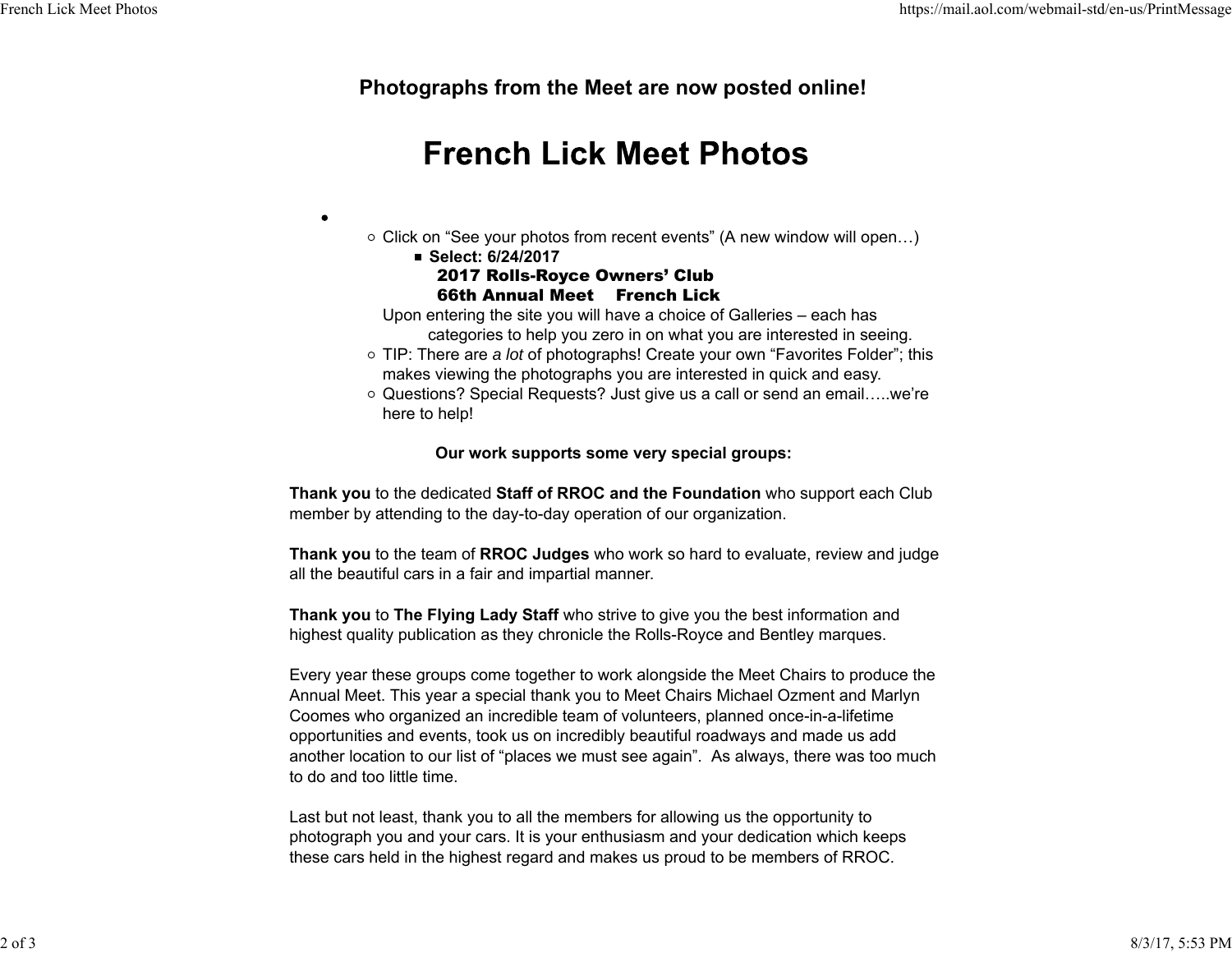**Photographs from the Meet are now posted online!**

# French Lick Meet Photos

- 
  - Click on “See your photos from recent events” (A new window will open…)
    - **Select: 6/24/2017**
      **2017 Rolls-Royce Owners’ Club**
      **66th Annual Meet French Lick**

    Upon entering the site you will have a choice of Galleries – each has categories to help you zero in on what you are interested in seeing.
  - TIP: There are *a lot* of photographs! Create your own “Favorites Folder”; this makes viewing the photographs you are interested in quick and easy.
  - Questions? Special Requests? Just give us a call or send an email…..we’re here to help!

**Our work supports some very special groups:**

**Thank you** to the dedicated **Staff of RROC and the Foundation** who support each Club member by attending to the day-to-day operation of our organization.

**Thank you** to the team of **RROC Judges** who work so hard to evaluate, review and judge all the beautiful cars in a fair and impartial manner.

**Thank you** to **The Flying Lady Staff** who strive to give you the best information and highest quality publication as they chronicle the Rolls-Royce and Bentley marques.

Every year these groups come together to work alongside the Meet Chairs to produce the Annual Meet. This year a special thank you to Meet Chairs Michael Ozment and Marlyn Coomes who organized an incredible team of volunteers, planned once-in-a-lifetime opportunities and events, took us on incredibly beautiful roadways and made us add another location to our list of “places we must see again”. As always, there was too much to do and too little time.

Last but not least, thank you to all the members for allowing us the opportunity to photograph you and your cars. It is your enthusiasm and your dedication which keeps these cars held in the highest regard and makes us proud to be members of RROC.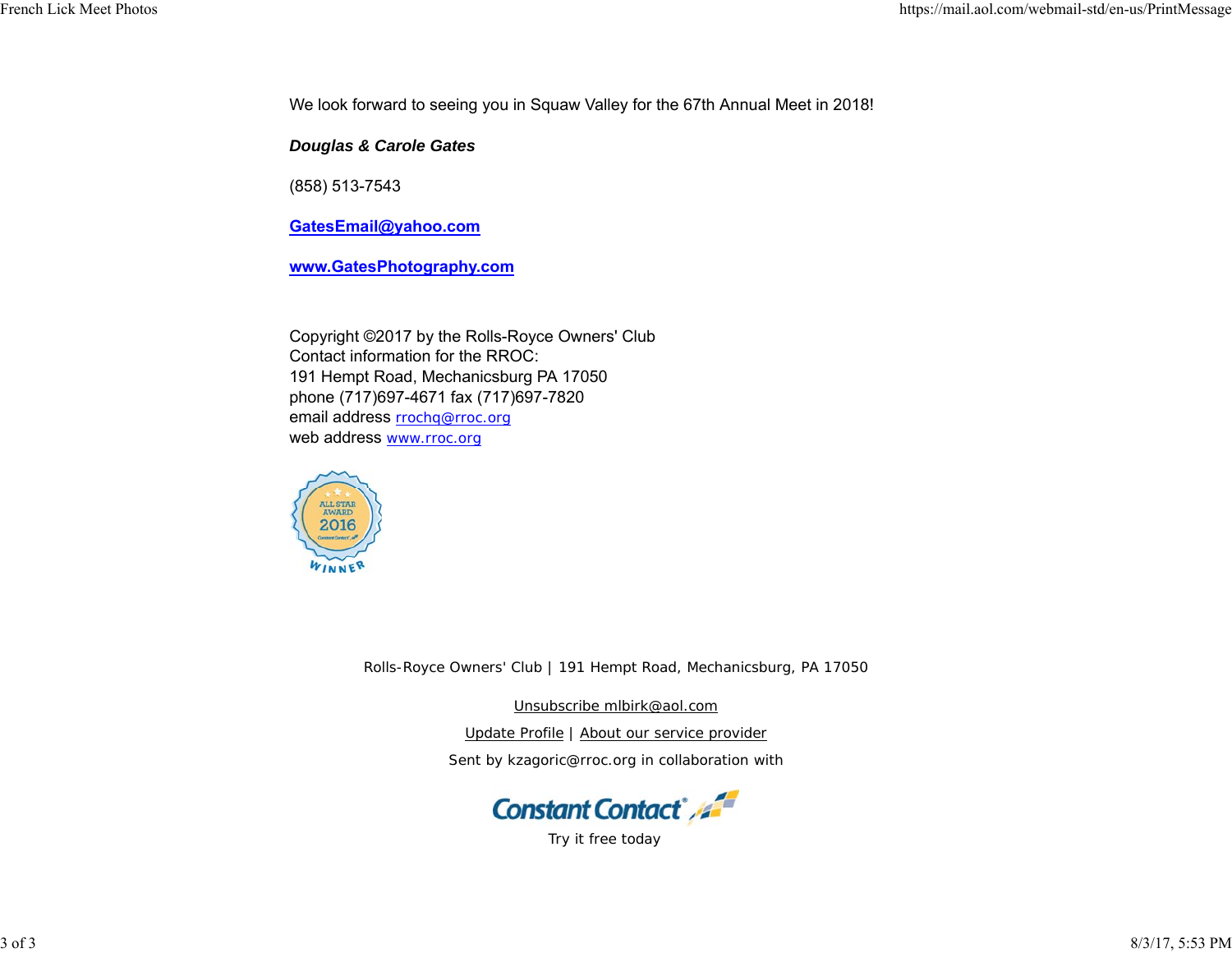We look forward to seeing you in Squaw Valley for the 67th Annual Meet in 2018!

***Douglas & Carole Gates***

(858) 513-7543

**GatesEmail@yahoo.com**

**www.GatesPhotography.com**

Copyright ©2017 by the Rolls-Royce Owners' Club
Contact information for the RROC:
191 Hempt Road, Mechanicsburg PA 17050
phone (717)697-4671 fax (717)697-7820
email address rrochq@rroc.org
web address www.rroc.org

Rolls-Royce Owners' Club | 191 Hempt Road, Mechanicsburg, PA 17050

Unsubscribe mlbirk@aol.com

Update Profile | About our service provider

Sent by kzagoric@rroc.org in collaboration with

Try it free today